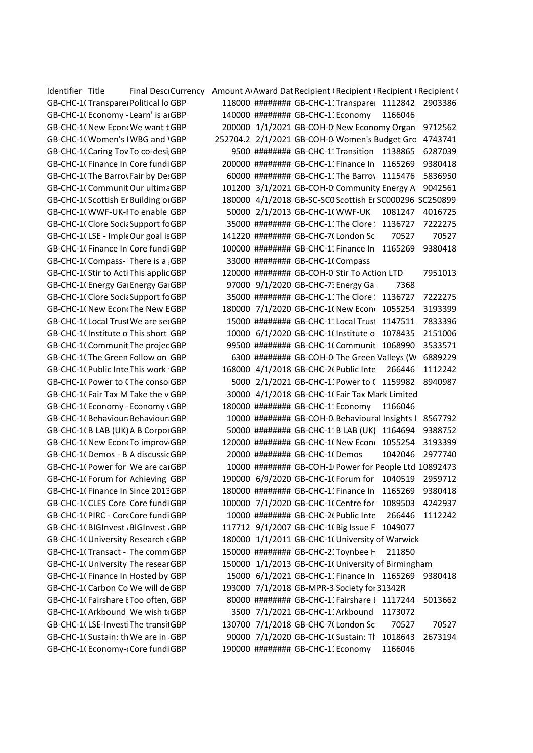| Identifier | Title | Final Descı | Currency | Amount A | Award Dat | Recipient ( | Recipient ( | Recipient ( | Recipient ( |
|---|---|---|---|---|---|---|---|---|---|
| GB-CHC-1( | Transparei | Political lo | GBP | 118000 | ######## | GB-CHC-11 | Transparei | 1112842 | 2903386 |
| GB-CHC-1( | Economy - | Learn' is ar | GBP | 140000 | ######## | GB-CHC-11 | Economy | 1166046 | |
| GB-CHC-1( | New Econ( | We want t | GBP | 200000 | 1/1/2021 | GB-COH-0! | New Economy Organi | | 9712562 |
| GB-CHC-1( | Women's I | WBG and \ | GBP | 252704.2 | 2/1/2021 | GB-COH-0 | Women's Budget Gro | | 4743741 |
| GB-CHC-1( | Caring Tov | To co-desi | GBP | 9500 | ######## | GB-CHC-11 | Transition | 1138865 | 6287039 |
| GB-CHC-1( | Finance In | Core fundi | GBP | 200000 | ######## | GB-CHC-11 | Finance In | 1165269 | 9380418 |
| GB-CHC-1( | The Barrov | Fair by Des | GBP | 60000 | ######## | GB-CHC-11 | The Barrov | 1115476 | 5836950 |
| GB-CHC-1( | Communit | Our ultima | GBP | 101200 | 3/1/2021 | GB-COH-0! | Community Energy A: | | 9042561 |
| GB-CHC-1( | Scottish Er | Building or | GBP | 180000 | 4/1/2018 | GB-SC-SC0 | Scottish Er | SC000296 | SC250899 |
| GB-CHC-1( | WWF-UK-f | To enable | GBP | 50000 | 2/1/2013 | GB-CHC-1( | WWF-UK | 1081247 | 4016725 |
| GB-CHC-1( | Clore Socia | Support fo | GBP | 35000 | ######## | GB-CHC-11 | The Clore ! | 1136727 | 7222275 |
| GB-CHC-1( | LSE - Imple | Our goal is | GBP | 141220 | ######## | GB-CHC-7( | London Sc | 70527 | 70527 |
| GB-CHC-1( | Finance In | Core fundi | GBP | 100000 | ######## | GB-CHC-11 | Finance In | 1165269 | 9380418 |
| GB-CHC-1( | Compass- | There is a | GBP | 33000 | ######## | GB-CHC-1( | Compass | | |
| GB-CHC-1( | Stir to Acti | This applic | GBP | 120000 | ######## | GB-COH-0 | Stir To Action LTD | | 7951013 |
| GB-CHC-1( | Energy Ga | Energy Ga | GBP | 97000 | 9/1/2020 | GB-CHC-73 | Energy Ga | 7368 | |
| GB-CHC-1( | Clore Socia | Support fo | GBP | 35000 | ######## | GB-CHC-11 | The Clore ! | 1136727 | 7222275 |
| GB-CHC-1( | New Econ( | The New E | GBP | 180000 | 7/1/2020 | GB-CHC-1( | New Econ( | 1055254 | 3193399 |
| GB-CHC-1( | Local Trust | We are se( | GBP | 15000 | ######## | GB-CHC-11 | Local Trust | 1147511 | 7833396 |
| GB-CHC-1( | Institute o | This short | GBP | 10000 | 6/1/2020 | GB-CHC-1( | Institute o | 1078435 | 2151006 |
| GB-CHC-1( | Communit | The projec | GBP | 99500 | ######## | GB-CHC-1( | Communit | 1068990 | 3533571 |
| GB-CHC-1( | The Green | Follow on | GBP | 6300 | ######## | GB-COH-0 | The Green Valleys (W | | 6889229 |
| GB-CHC-1( | Public Inte | This work | GBP | 168000 | 4/1/2018 | GB-CHC-2( | Public Inte | 266446 | 1112242 |
| GB-CHC-1( | Power to ( | The consoı | GBP | 5000 | 2/1/2021 | GB-CHC-11 | Power to ( | 1159982 | 8940987 |
| GB-CHC-1( | Fair Tax M | Take the v | GBP | 30000 | 4/1/2018 | GB-CHC-1( | Fair Tax Mark Limited | | |
| GB-CHC-1( | Economy - | Economy \ | GBP | 180000 | ######## | GB-CHC-11 | Economy | 1166046 | |
| GB-CHC-1( | Behaviour | Behaviour | GBP | 10000 | ######## | GB-COH-0 | Behavioural Insights I | | 8567792 |
| GB-CHC-1( | B LAB (UK) | A B Corpor | GBP | 50000 | ######## | GB-CHC-11 | B LAB (UK) | 1164694 | 9388752 |
| GB-CHC-1( | New Econ( | To improv | GBP | 120000 | ######## | GB-CHC-1( | New Econ( | 1055254 | 3193399 |
| GB-CHC-1( | Demos - B | A discussic | GBP | 20000 | ######## | GB-CHC-1( | Demos | 1042046 | 2977740 |
| GB-CHC-1( | Power for | We are ca | GBP | 10000 | ######## | GB-COH-1( | Power for People Ltd | | 10892473 |
| GB-CHC-1( | Forum for | Achieving | GBP | 190000 | 6/9/2020 | GB-CHC-1( | Forum for | 1040519 | 2959712 |
| GB-CHC-1( | Finance In | Since 2013 | GBP | 180000 | ######## | GB-CHC-11 | Finance In | 1165269 | 9380418 |
| GB-CHC-1( | CLES Core | Core fundi | GBP | 100000 | 7/1/2020 | GB-CHC-1( | Centre for | 1089503 | 4242937 |
| GB-CHC-1( | PIRC - Core | Core fundi | GBP | 10000 | ######## | GB-CHC-2( | Public Inte | 266446 | 1112242 |
| GB-CHC-1( | BIGInvest / | BIGInvest / | GBP | 117712 | 9/1/2007 | GB-CHC-1( | Big Issue F | 1049077 | |
| GB-CHC-1( | University | Research e | GBP | 180000 | 1/1/2011 | GB-CHC-1( | University of Warwick | | |
| GB-CHC-1( | Transact - | The comm | GBP | 150000 | ######## | GB-CHC-21 | Toynbee H | 211850 | |
| GB-CHC-1( | University | The resear | GBP | 150000 | 1/1/2013 | GB-CHC-1( | University of Birmingham | | |
| GB-CHC-1( | Finance In | Hosted by | GBP | 15000 | 6/1/2021 | GB-CHC-11 | Finance In | 1165269 | 9380418 |
| GB-CHC-1( | Carbon Co | We will de | GBP | 193000 | 7/1/2018 | GB-MPR-3 | Society for | 31342R | |
| GB-CHC-1( | Fairshare E | Too often, | GBP | 80000 | ######## | GB-CHC-11 | Fairshare E | 1117244 | 5013662 |
| GB-CHC-1( | Arkbound | We wish to | GBP | 3500 | 7/1/2021 | GB-CHC-11 | Arkbound | 1173072 | |
| GB-CHC-1( | LSE-Investi | The transit | GBP | 130700 | 7/1/2018 | GB-CHC-7( | London Sc | 70527 | 70527 |
| GB-CHC-1( | Sustain: th | We are in | GBP | 90000 | 7/1/2020 | GB-CHC-1( | Sustain: Th | 1018643 | 2673194 |
| GB-CHC-1( | Economy-( | Core fundi | GBP | 190000 | ######## | GB-CHC-11 | Economy | 1166046 | |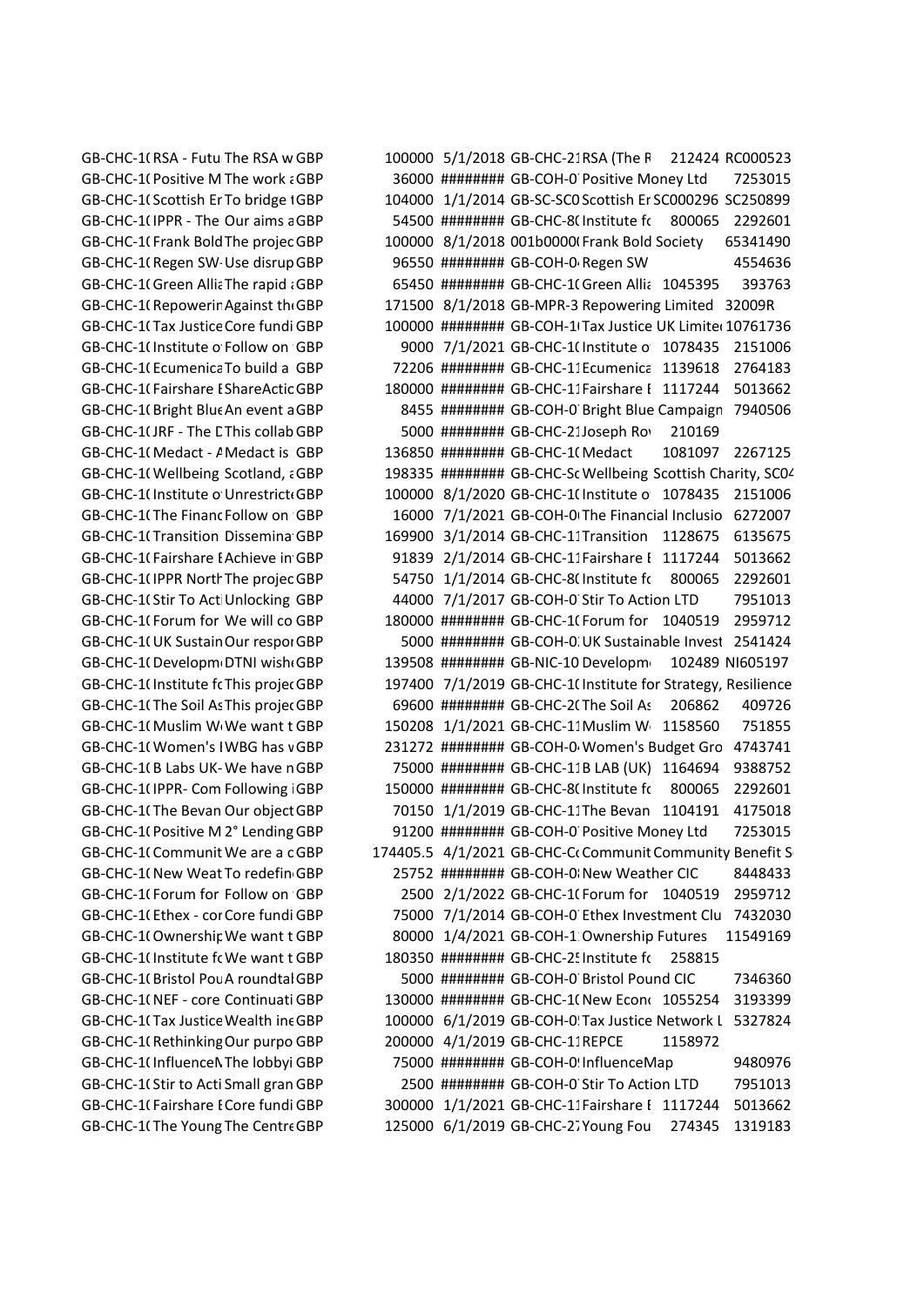| | | | | | | | | | |
|---|---|---|---|---|---|---|---|---|---|
| GB-CHC-1( | RSA - Futu | The RSA w | GBP | 100000 | 5/1/2018 | GB-CHC-21 | RSA (The R | 212424 | RC000523 |
| GB-CHC-1( | Positive M | The work a | GBP | 36000 | ######## | GB-COH-0 | Positive Money Ltd | | 7253015 |
| GB-CHC-1( | Scottish Er | To bridge t | GBP | 104000 | 1/1/2014 | GB-SC-SC0 | Scottish Er | SC000296 | SC250899 |
| GB-CHC-1( | IPPR - The | Our aims a | GBP | 54500 | ######## | GB-CHC-8( | Institute fc | 800065 | 2292601 |
| GB-CHC-1( | Frank Bold | The projec | GBP | 100000 | 8/1/2018 | 001b0000( | Frank Bold Society | | 65341490 |
| GB-CHC-1( | Regen SW- | Use disrup | GBP | 96550 | ######## | GB-COH-0 | Regen SW | | 4554636 |
| GB-CHC-1( | Green Allia | The rapid a | GBP | 65450 | ######## | GB-CHC-1( | Green Allia | 1045395 | 393763 |
| GB-CHC-1( | Repowerin | Against th | GBP | 171500 | 8/1/2018 | GB-MPR-3 | Repowering Limited | | 32009R |
| GB-CHC-1( | Tax Justice | Core fundi | GBP | 100000 | ######## | GB-COH-1( | Tax Justice UK Limite | | 10761736 |
| GB-CHC-1( | Institute o | Follow on | GBP | 9000 | 7/1/2021 | GB-CHC-1( | Institute o | 1078435 | 2151006 |
| GB-CHC-1( | Ecumenica | To build a | GBP | 72206 | ######## | GB-CHC-11 | Ecumenica | 1139618 | 2764183 |
| GB-CHC-1( | Fairshare E | ShareActic | GBP | 180000 | ######## | GB-CHC-11 | Fairshare E | 1117244 | 5013662 |
| GB-CHC-1( | Bright Blue | An event a | GBP | 8455 | ######## | GB-COH-0 | Bright Blue Campaign | | 7940506 |
| GB-CHC-1( | JRF - The D | This collab | GBP | 5000 | ######## | GB-CHC-21 | Joseph Ro | 210169 | |
| GB-CHC-1( | Medact - A | Medact is | GBP | 136850 | ######## | GB-CHC-1( | Medact | 1081097 | 2267125 |
| GB-CHC-1( | Wellbeing | Scotland, a | GBP | 198335 | ######## | GB-CHC-Sc | Wellbeing Scottish Charity, SC04 | | |
| GB-CHC-1( | Institute o | Unrestrict | GBP | 100000 | 8/1/2020 | GB-CHC-1( | Institute o | 1078435 | 2151006 |
| GB-CHC-1( | The Financ | Follow on | GBP | 16000 | 7/1/2021 | GB-COH-0 | The Financial Inclusio | | 6272007 |
| GB-CHC-1( | Transition | Dissemina | GBP | 169900 | 3/1/2014 | GB-CHC-11 | Transition | 1128675 | 6135675 |
| GB-CHC-1( | Fairshare E | Achieve in | GBP | 91839 | 2/1/2014 | GB-CHC-11 | Fairshare E | 1117244 | 5013662 |
| GB-CHC-1( | IPPR North | The projec | GBP | 54750 | 1/1/2014 | GB-CHC-8( | Institute fc | 800065 | 2292601 |
| GB-CHC-1( | Stir To Acti | Unlocking | GBP | 44000 | 7/1/2017 | GB-COH-0 | Stir To Action LTD | | 7951013 |
| GB-CHC-1( | Forum for | We will co | GBP | 180000 | ######## | GB-CHC-1( | Forum for | 1040519 | 2959712 |
| GB-CHC-1( | UK Sustain | Our respor | GBP | 5000 | ######## | GB-COH-0 | UK Sustainable Invest | | 2541424 |
| GB-CHC-1( | Developm | DTNI wish | GBP | 139508 | ######## | GB-NIC-10 | Developm | 102489 | NI605197 |
| GB-CHC-1( | Institute fc | This projec | GBP | 197400 | 7/1/2019 | GB-CHC-1( | Institute for Strategy, Resilience | | |
| GB-CHC-1( | The Soil As | This projec | GBP | 69600 | ######## | GB-CHC-2( | The Soil As | 206862 | 409726 |
| GB-CHC-1( | Muslim W | We want t | GBP | 150208 | 1/1/2021 | GB-CHC-11 | Muslim W | 1158560 | 751855 |
| GB-CHC-1( | Women's I | WBG has v | GBP | 231272 | ######## | GB-COH-0 | Women's Budget Gro | | 4743741 |
| GB-CHC-1( | B Labs UK- | We have n | GBP | 75000 | ######## | GB-CHC-11 | B LAB (UK) | 1164694 | 9388752 |
| GB-CHC-1( | IPPR- Com | Following i | GBP | 150000 | ######## | GB-CHC-8( | Institute fc | 800065 | 2292601 |
| GB-CHC-1( | The Bevan | Our object | GBP | 70150 | 1/1/2019 | GB-CHC-11 | The Bevan | 1104191 | 4175018 |
| GB-CHC-1( | Positive M | 2° Lending | GBP | 91200 | ######## | GB-COH-0 | Positive Money Ltd | | 7253015 |
| GB-CHC-1( | Communit | We are a c | GBP | 174405.5 | 4/1/2021 | GB-CHC-Cc | Communit | Community Benefit S | |
| GB-CHC-1( | New Weat | To redefin | GBP | 25752 | ######## | GB-COH-0 | New Weather CIC | | 8448433 |
| GB-CHC-1( | Forum for | Follow on | GBP | 2500 | 2/1/2022 | GB-CHC-1( | Forum for | 1040519 | 2959712 |
| GB-CHC-1( | Ethex - cor | Core fundi | GBP | 75000 | 7/1/2014 | GB-COH-0 | Ethex Investment Clu | | 7432030 |
| GB-CHC-1( | Ownership | We want t | GBP | 80000 | 1/4/2021 | GB-COH-1 | Ownership Futures | | 11549169 |
| GB-CHC-1( | Institute fc | We want t | GBP | 180350 | ######## | GB-CHC-25 | Institute fc | 258815 | |
| GB-CHC-1( | Bristol Pou | A roundtal | GBP | 5000 | ######## | GB-COH-0 | Bristol Pound CIC | | 7346360 |
| GB-CHC-1( | NEF - core | Continuati | GBP | 130000 | ######## | GB-CHC-1( | New Econ | 1055254 | 3193399 |
| GB-CHC-1( | Tax Justice | Wealth ine | GBP | 100000 | 6/1/2019 | GB-COH-0 | Tax Justice Network L | | 5327824 |
| GB-CHC-1( | Rethinking | Our purpo | GBP | 200000 | 4/1/2019 | GB-CHC-11 | REPCE | 1158972 | |
| GB-CHC-1( | InfluenceM | The lobbyi | GBP | 75000 | ######## | GB-COH-0 | InfluenceMap | | 9480976 |
| GB-CHC-1( | Stir to Acti | Small gran | GBP | 2500 | ######## | GB-COH-0 | Stir To Action LTD | | 7951013 |
| GB-CHC-1( | Fairshare E | Core fundi | GBP | 300000 | 1/1/2021 | GB-CHC-11 | Fairshare E | 1117244 | 5013662 |
| GB-CHC-1( | The Young | The Centre | GBP | 125000 | 6/1/2019 | GB-CHC-27 | Young Fou | 274345 | 1319183 |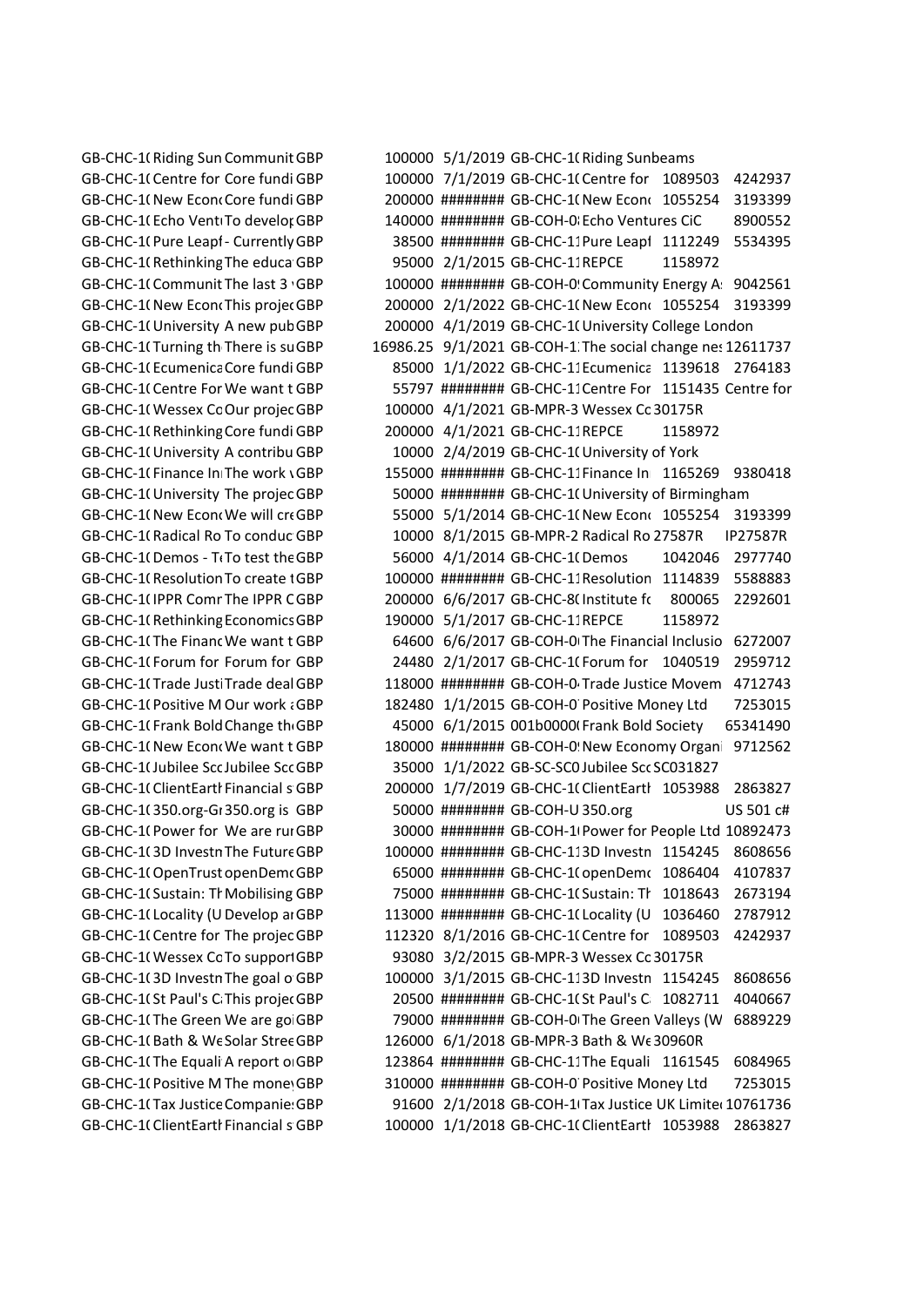| | | | | | | | | |
|---|---|---|---|---|---|---|---|---|
| GB-CHC-1( | Riding Sun | Communit | GBP | 100000 | 5/1/2019 | GB-CHC-1( | Riding Sunbeams | | |
| GB-CHC-1( | Centre for | Core fundi | GBP | 100000 | 7/1/2019 | GB-CHC-1( | Centre for | 1089503 | 4242937 |
| GB-CHC-1( | New Econ( | Core fundi | GBP | 200000 | ######## | GB-CHC-1( | New Econ( | 1055254 | 3193399 |
| GB-CHC-1( | Echo Vent | To develop | GBP | 140000 | ######## | GB-COH-0 | Echo Ventures CiC | | 8900552 |
| GB-CHC-1( | Pure Leapf | - Currently | GBP | 38500 | ######## | GB-CHC-11 | Pure Leapf | 1112249 | 5534395 |
| GB-CHC-1( | Rethinking | The educa | GBP | 95000 | 2/1/2015 | GB-CHC-11 | REPCE | 1158972 | |
| GB-CHC-1( | Communit | The last 3 | GBP | 100000 | ######## | GB-COH-0 | Community Energy A | | 9042561 |
| GB-CHC-1( | New Econ( | This projec | GBP | 200000 | 2/1/2022 | GB-CHC-1( | New Econ( | 1055254 | 3193399 |
| GB-CHC-1( | University | A new pub | GBP | 200000 | 4/1/2019 | GB-CHC-1( | University College London | | |
| GB-CHC-1( | Turning th | There is su | GBP | 16986.25 | 9/1/2021 | GB-COH-1 | The social change ne | | 12611737 |
| GB-CHC-1( | Ecumenica | Core fundi | GBP | 85000 | 1/1/2022 | GB-CHC-11 | Ecumenica | 1139618 | 2764183 |
| GB-CHC-1( | Centre For | We want t | GBP | 55797 | ######## | GB-CHC-11 | Centre For | 1151435 | Centre for |
| GB-CHC-1( | Wessex Co | Our projec | GBP | 100000 | 4/1/2021 | GB-MPR-3 | Wessex Cc | 30175R | |
| GB-CHC-1( | Rethinking | Core fundi | GBP | 200000 | 4/1/2021 | GB-CHC-11 | REPCE | 1158972 | |
| GB-CHC-1( | University | A contribu | GBP | 10000 | 2/4/2019 | GB-CHC-1( | University of York | | |
| GB-CHC-1( | Finance In | The work | GBP | 155000 | ######## | GB-CHC-11 | Finance In | 1165269 | 9380418 |
| GB-CHC-1( | University | The projec | GBP | 50000 | ######## | GB-CHC-1( | University of Birmingham | | |
| GB-CHC-1( | New Econ( | We will cre | GBP | 55000 | 5/1/2014 | GB-CHC-1( | New Econ( | 1055254 | 3193399 |
| GB-CHC-1( | Radical Ro | To conduc | GBP | 10000 | 8/1/2015 | GB-MPR-2 | Radical Ro | 27587R | IP27587R |
| GB-CHC-1( | Demos - T | To test the | GBP | 56000 | 4/1/2014 | GB-CHC-1( | Demos | 1042046 | 2977740 |
| GB-CHC-1( | Resolution | To create t | GBP | 100000 | ######## | GB-CHC-11 | Resolution | 1114839 | 5588883 |
| GB-CHC-1( | IPPR Comr | The IPPR C | GBP | 200000 | 6/6/2017 | GB-CHC-8( | Institute fc | 800065 | 2292601 |
| GB-CHC-1( | Rethinking | Economics | GBP | 190000 | 5/1/2017 | GB-CHC-11 | REPCE | 1158972 | |
| GB-CHC-1( | The Financ | We want t | GBP | 64600 | 6/6/2017 | GB-COH-0 | The Financial Inclusio | | 6272007 |
| GB-CHC-1( | Forum for | Forum for | GBP | 24480 | 2/1/2017 | GB-CHC-1( | Forum for | 1040519 | 2959712 |
| GB-CHC-1( | Trade Justi | Trade deal | GBP | 118000 | ######## | GB-COH-0 | Trade Justice Movem | | 4712743 |
| GB-CHC-1( | Positive M | Our work | GBP | 182480 | 1/1/2015 | GB-COH-0 | Positive Money Ltd | | 7253015 |
| GB-CHC-1( | Frank Bold | Change th | GBP | 45000 | 6/1/2015 | 001b0000 | Frank Bold Society | | 65341490 |
| GB-CHC-1( | New Econ( | We want t | GBP | 180000 | ######## | GB-COH-0 | New Economy Organi | | 9712562 |
| GB-CHC-1( | Jubilee Scc | Jubilee Scc | GBP | 35000 | 1/1/2022 | GB-SC-SC0 | Jubilee Scc | SC031827 | |
| GB-CHC-1( | ClientEartl | Financial s | GBP | 200000 | 1/7/2019 | GB-CHC-1( | ClientEartl | 1053988 | 2863827 |
| GB-CHC-1( | 350.org-Gr | 350.org is | GBP | 50000 | ######## | GB-COH-U | 350.org | | US 501 c# |
| GB-CHC-1( | Power for | We are rur | GBP | 30000 | ######## | GB-COH-1 | Power for People Ltd | | 10892473 |
| GB-CHC-1( | 3D Investn | The Future | GBP | 100000 | ######## | GB-CHC-11 | 3D Investn | 1154245 | 8608656 |
| GB-CHC-1( | OpenTrust | openDemc | GBP | 65000 | ######## | GB-CHC-1( | openDemc | 1086404 | 4107837 |
| GB-CHC-1( | Sustain: Th | Mobilising | GBP | 75000 | ######## | GB-CHC-1( | Sustain: Th | 1018643 | 2673194 |
| GB-CHC-1( | Locality (U | Develop ar | GBP | 113000 | ######## | GB-CHC-1( | Locality (U | 1036460 | 2787912 |
| GB-CHC-1( | Centre for | The projec | GBP | 112320 | 8/1/2016 | GB-CHC-1( | Centre for | 1089503 | 4242937 |
| GB-CHC-1( | Wessex Co | To support | GBP | 93080 | 3/2/2015 | GB-MPR-3 | Wessex Cc | 30175R | |
| GB-CHC-1( | 3D Investn | The goal o | GBP | 100000 | 3/1/2015 | GB-CHC-11 | 3D Investn | 1154245 | 8608656 |
| GB-CHC-1( | St Paul's C | This projec | GBP | 20500 | ######## | GB-CHC-1( | St Paul's C | 1082711 | 4040667 |
| GB-CHC-1( | The Green | We are goi | GBP | 79000 | ######## | GB-COH-0 | The Green Valleys (W | | 6889229 |
| GB-CHC-1( | Bath & We | Solar Stree | GBP | 126000 | 6/1/2018 | GB-MPR-3 | Bath & We | 30960R | |
| GB-CHC-1( | The Equali | A report o | GBP | 123864 | ######## | GB-CHC-11 | The Equali | 1161545 | 6084965 |
| GB-CHC-1( | Positive M | The money | GBP | 310000 | ######## | GB-COH-0 | Positive Money Ltd | | 7253015 |
| GB-CHC-1( | Tax Justice | Companie | GBP | 91600 | 2/1/2018 | GB-COH-1 | Tax Justice UK Limite | | 10761736 |
| GB-CHC-1( | ClientEartl | Financial s | GBP | 100000 | 1/1/2018 | GB-CHC-1( | ClientEartl | 1053988 | 2863827 |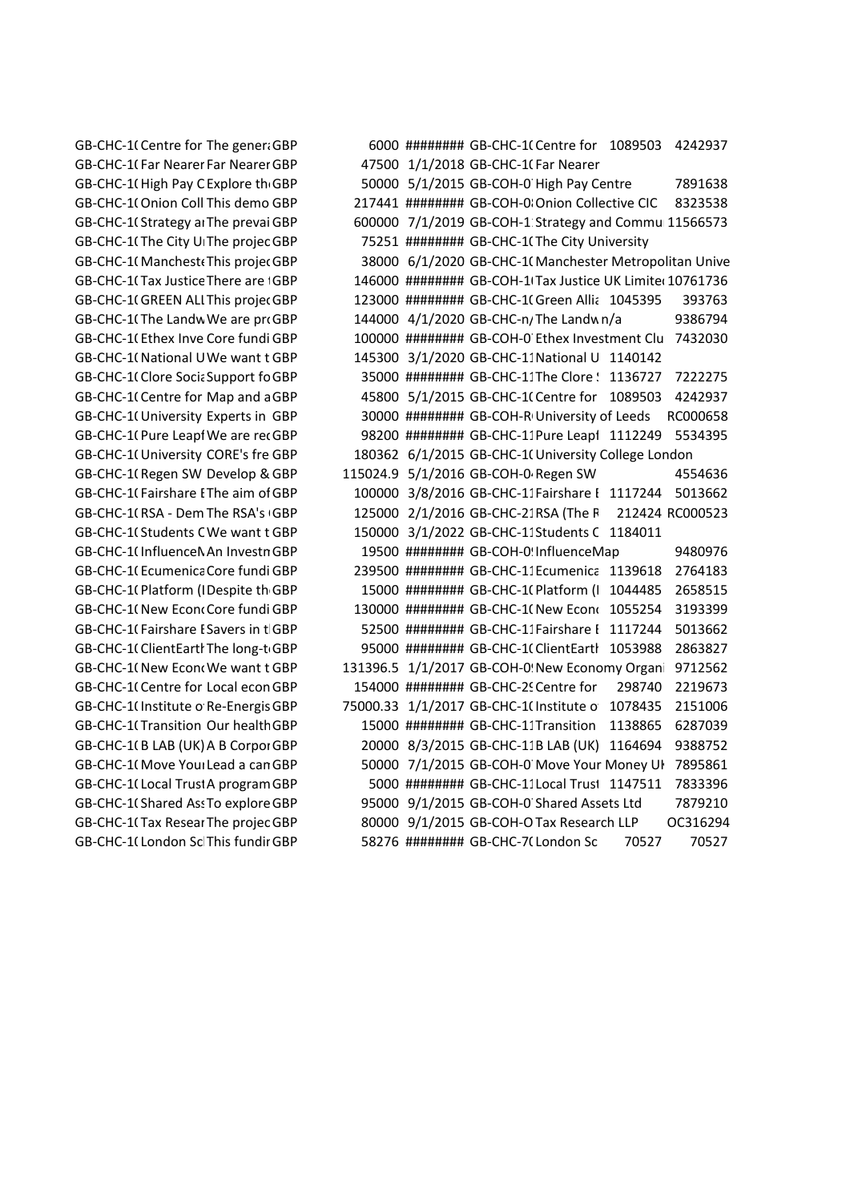| | | | | | | | | | |
|---|---|---|---|---|---|---|---|---|---|
| GB-CHC-1( | Centre for | The genera | GBP | 6000 | ######## | GB-CHC-1( | Centre for | 1089503 | 4242937 |
| GB-CHC-1( | Far Nearer | Far Nearer | GBP | 47500 | 1/1/2018 | GB-CHC-1( | Far Nearer | | |
| GB-CHC-1( | High Pay C | Explore th | GBP | 50000 | 5/1/2015 | GB-COH-0 | High Pay Centre | | 7891638 |
| GB-CHC-1( | Onion Coll | This demo | GBP | 217441 | ######## | GB-COH-0 | Onion Collective CIC | | 8323538 |
| GB-CHC-1( | Strategy ar | The prevai | GBP | 600000 | 7/1/2019 | GB-COH-1 | Strategy and Commu | | 11566573 |
| GB-CHC-1( | The City U | The projec | GBP | 75251 | ######## | GB-CHC-1( | The City University | | |
| GB-CHC-1( | Manchest | This projec | GBP | 38000 | 6/1/2020 | GB-CHC-1( | Manchester Metropolitan Unive | | |
| GB-CHC-1( | Tax Justice | There are | GBP | 146000 | ######## | GB-COH-1( | Tax Justice UK Limite | | 10761736 |
| GB-CHC-1( | GREEN ALL | This projec | GBP | 123000 | ######## | GB-CHC-1( | Green Allia | 1045395 | 393763 |
| GB-CHC-1( | The Landw | We are pro | GBP | 144000 | 4/1/2020 | GB-CHC-n/ | The Landw | n/a | 9386794 |
| GB-CHC-1( | Ethex Inve | Core fundi | GBP | 100000 | ######## | GB-COH-0 | Ethex Investment Clu | | 7432030 |
| GB-CHC-1( | National U | We want t | GBP | 145300 | 3/1/2020 | GB-CHC-11 | National U | 1140142 | |
| GB-CHC-1( | Clore Socia | Support fo | GBP | 35000 | ######## | GB-CHC-11 | The Clore S | 1136727 | 7222275 |
| GB-CHC-1( | Centre for | Map and a | GBP | 45800 | 5/1/2015 | GB-CHC-1( | Centre for | 1089503 | 4242937 |
| GB-CHC-1( | University | Experts in | GBP | 30000 | ######## | GB-COH-R | University of Leeds | | RC000658 |
| GB-CHC-1( | Pure Leapf | We are rec | GBP | 98200 | ######## | GB-CHC-11 | Pure Leapf | 1112249 | 5534395 |
| GB-CHC-1( | University | CORE's fre | GBP | 180362 | 6/1/2015 | GB-CHC-1( | University College London | | |
| GB-CHC-1( | Regen SW | Develop & | GBP | 115024.9 | 5/1/2016 | GB-COH-0 | Regen SW | | 4554636 |
| GB-CHC-1( | Fairshare E | The aim of | GBP | 100000 | 3/8/2016 | GB-CHC-11 | Fairshare E | 1117244 | 5013662 |
| GB-CHC-1( | RSA - Dem | The RSA's | GBP | 125000 | 2/1/2016 | GB-CHC-21 | RSA (The R | 212424 | RC000523 |
| GB-CHC-1( | Students C | We want t | GBP | 150000 | 3/1/2022 | GB-CHC-11 | Students C | 1184011 | |
| GB-CHC-1( | InfluenceM | An Investn | GBP | 19500 | ######## | GB-COH-0 | InfluenceMap | | 9480976 |
| GB-CHC-1( | Ecumenica | Core fundi | GBP | 239500 | ######## | GB-CHC-11 | Ecumenica | 1139618 | 2764183 |
| GB-CHC-1( | Platform (I | Despite th | GBP | 15000 | ######## | GB-CHC-1( | Platform (I | 1044485 | 2658515 |
| GB-CHC-1( | New Econo | Core fundi | GBP | 130000 | ######## | GB-CHC-1( | New Econo | 1055254 | 3193399 |
| GB-CHC-1( | Fairshare E | Savers in t | GBP | 52500 | ######## | GB-CHC-11 | Fairshare E | 1117244 | 5013662 |
| GB-CHC-1( | ClientEarth | The long-t | GBP | 95000 | ######## | GB-CHC-1( | ClientEarth | 1053988 | 2863827 |
| GB-CHC-1( | New Econo | We want t | GBP | 131396.5 | 1/1/2017 | GB-COH-0 | New Economy Organi | | 9712562 |
| GB-CHC-1( | Centre for | Local econ | GBP | 154000 | ######## | GB-CHC-29 | Centre for | 298740 | 2219673 |
| GB-CHC-1( | Institute o | Re-Energis | GBP | 75000.33 | 1/1/2017 | GB-CHC-1( | Institute o | 1078435 | 2151006 |
| GB-CHC-1( | Transition | Our health | GBP | 15000 | ######## | GB-CHC-11 | Transition | 1138865 | 6287039 |
| GB-CHC-1( | B LAB (UK) | A B Corpor | GBP | 20000 | 8/3/2015 | GB-CHC-11 | B LAB (UK) | 1164694 | 9388752 |
| GB-CHC-1( | Move Your | Lead a can | GBP | 50000 | 7/1/2015 | GB-COH-0 | Move Your Money UK | | 7895861 |
| GB-CHC-1( | Local Trust | A program | GBP | 5000 | ######## | GB-CHC-11 | Local Trust | 1147511 | 7833396 |
| GB-CHC-1( | Shared Ass | To explore | GBP | 95000 | 9/1/2015 | GB-COH-0 | Shared Assets Ltd | | 7879210 |
| GB-CHC-1( | Tax Resear | The projec | GBP | 80000 | 9/1/2015 | GB-COH-O | Tax Research LLP | | OC316294 |
| GB-CHC-1( | London Sc | This fundir | GBP | 58276 | ######## | GB-CHC-7( | London Sc | 70527 | 70527 |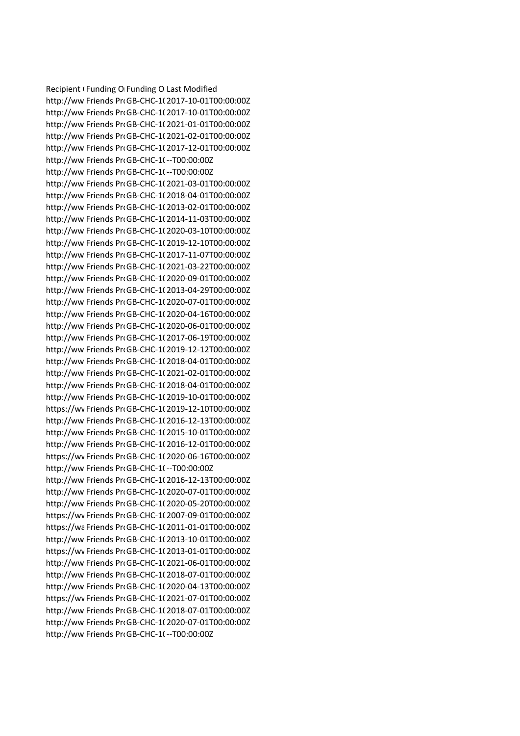| Recipient ( | Funding O | Funding O | Last Modified |
|---|---|---|---|
| http://ww | Friends Pr | GB-CHC-1( | 2017-10-01T00:00:00Z |
| http://ww | Friends Pr | GB-CHC-1( | 2017-10-01T00:00:00Z |
| http://ww | Friends Pr | GB-CHC-1( | 2021-01-01T00:00:00Z |
| http://ww | Friends Pr | GB-CHC-1( | 2021-02-01T00:00:00Z |
| http://ww | Friends Pr | GB-CHC-1( | 2017-12-01T00:00:00Z |
| http://ww | Friends Pr | GB-CHC-1( | --T00:00:00Z |
| http://ww | Friends Pr | GB-CHC-1( | --T00:00:00Z |
| http://ww | Friends Pr | GB-CHC-1( | 2021-03-01T00:00:00Z |
| http://ww | Friends Pr | GB-CHC-1( | 2018-04-01T00:00:00Z |
| http://ww | Friends Pr | GB-CHC-1( | 2013-02-01T00:00:00Z |
| http://ww | Friends Pr | GB-CHC-1( | 2014-11-03T00:00:00Z |
| http://ww | Friends Pr | GB-CHC-1( | 2020-03-10T00:00:00Z |
| http://ww | Friends Pr | GB-CHC-1( | 2019-12-10T00:00:00Z |
| http://ww | Friends Pr | GB-CHC-1( | 2017-11-07T00:00:00Z |
| http://ww | Friends Pr | GB-CHC-1( | 2021-03-22T00:00:00Z |
| http://ww | Friends Pr | GB-CHC-1( | 2020-09-01T00:00:00Z |
| http://ww | Friends Pr | GB-CHC-1( | 2013-04-29T00:00:00Z |
| http://ww | Friends Pr | GB-CHC-1( | 2020-07-01T00:00:00Z |
| http://ww | Friends Pr | GB-CHC-1( | 2020-04-16T00:00:00Z |
| http://ww | Friends Pr | GB-CHC-1( | 2020-06-01T00:00:00Z |
| http://ww | Friends Pr | GB-CHC-1( | 2017-06-19T00:00:00Z |
| http://ww | Friends Pr | GB-CHC-1( | 2019-12-12T00:00:00Z |
| http://ww | Friends Pr | GB-CHC-1( | 2018-04-01T00:00:00Z |
| http://ww | Friends Pr | GB-CHC-1( | 2021-02-01T00:00:00Z |
| http://ww | Friends Pr | GB-CHC-1( | 2018-04-01T00:00:00Z |
| http://ww | Friends Pr | GB-CHC-1( | 2019-10-01T00:00:00Z |
| https://wv | Friends Pr | GB-CHC-1( | 2019-12-10T00:00:00Z |
| http://ww | Friends Pr | GB-CHC-1( | 2016-12-13T00:00:00Z |
| http://ww | Friends Pr | GB-CHC-1( | 2015-10-01T00:00:00Z |
| http://ww | Friends Pr | GB-CHC-1( | 2016-12-01T00:00:00Z |
| https://wv | Friends Pr | GB-CHC-1( | 2020-06-16T00:00:00Z |
| http://ww | Friends Pr | GB-CHC-1( | --T00:00:00Z |
| http://ww | Friends Pr | GB-CHC-1( | 2016-12-13T00:00:00Z |
| http://ww | Friends Pr | GB-CHC-1( | 2020-07-01T00:00:00Z |
| http://ww | Friends Pr | GB-CHC-1( | 2020-05-20T00:00:00Z |
| https://wv | Friends Pr | GB-CHC-1( | 2007-09-01T00:00:00Z |
| https://wa | Friends Pr | GB-CHC-1( | 2011-01-01T00:00:00Z |
| http://ww | Friends Pr | GB-CHC-1( | 2013-10-01T00:00:00Z |
| https://wv | Friends Pr | GB-CHC-1( | 2013-01-01T00:00:00Z |
| http://ww | Friends Pr | GB-CHC-1( | 2021-06-01T00:00:00Z |
| http://ww | Friends Pr | GB-CHC-1( | 2018-07-01T00:00:00Z |
| http://ww | Friends Pr | GB-CHC-1( | 2020-04-13T00:00:00Z |
| https://wv | Friends Pr | GB-CHC-1( | 2021-07-01T00:00:00Z |
| http://ww | Friends Pr | GB-CHC-1( | 2018-07-01T00:00:00Z |
| http://ww | Friends Pr | GB-CHC-1( | 2020-07-01T00:00:00Z |
| http://ww | Friends Pr | GB-CHC-1( | --T00:00:00Z |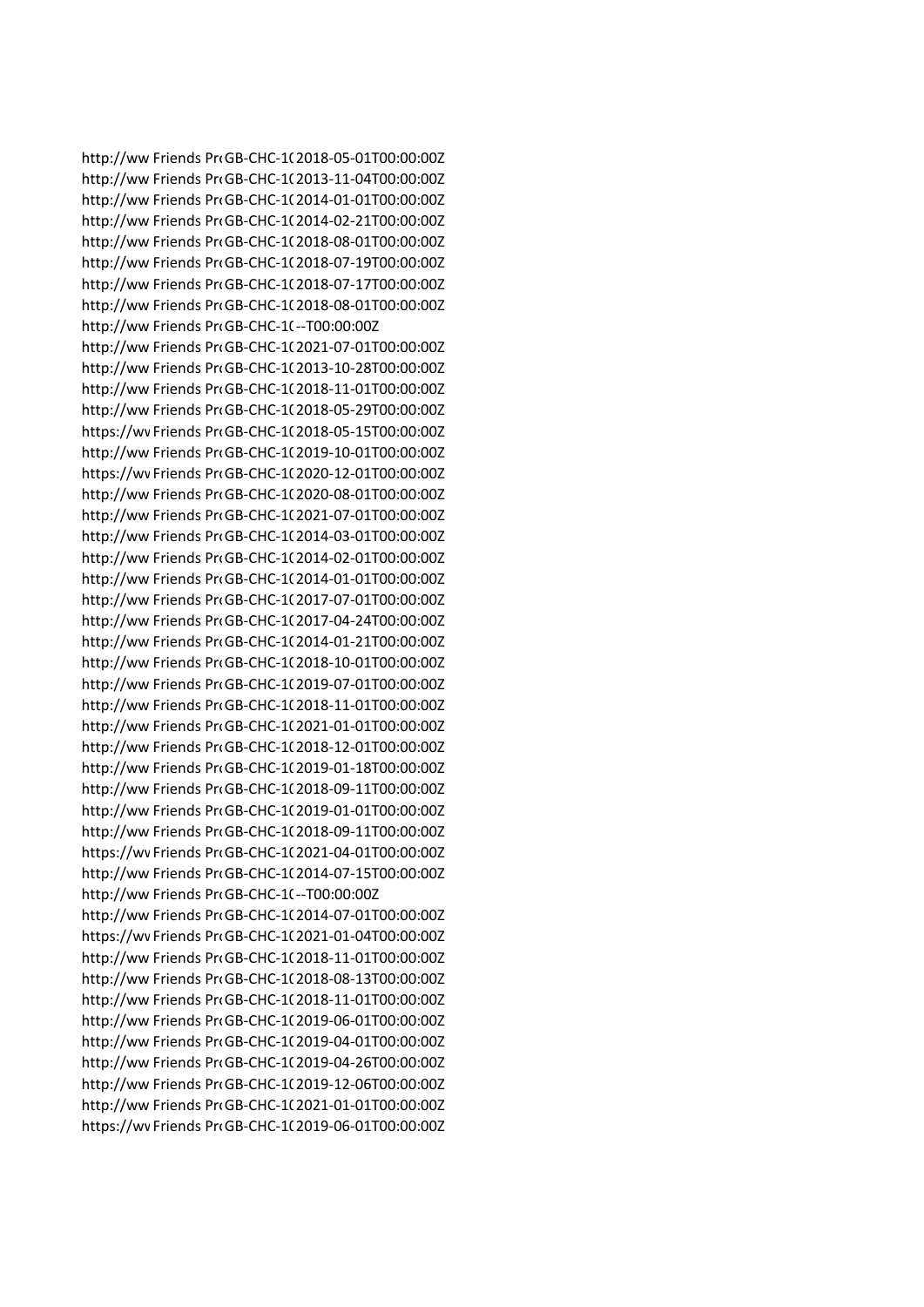| | | | |
|---|---|---|---|
| http://ww | Friends Pro | GB-CHC-1( | 2018-05-01T00:00:00Z |
| http://ww | Friends Pro | GB-CHC-1( | 2013-11-04T00:00:00Z |
| http://ww | Friends Pro | GB-CHC-1( | 2014-01-01T00:00:00Z |
| http://ww | Friends Pro | GB-CHC-1( | 2014-02-21T00:00:00Z |
| http://ww | Friends Pro | GB-CHC-1( | 2018-08-01T00:00:00Z |
| http://ww | Friends Pro | GB-CHC-1( | 2018-07-19T00:00:00Z |
| http://ww | Friends Pro | GB-CHC-1( | 2018-07-17T00:00:00Z |
| http://ww | Friends Pro | GB-CHC-1( | 2018-08-01T00:00:00Z |
| http://ww | Friends Pro | GB-CHC-1( | --T00:00:00Z |
| http://ww | Friends Pro | GB-CHC-1( | 2021-07-01T00:00:00Z |
| http://ww | Friends Pro | GB-CHC-1( | 2013-10-28T00:00:00Z |
| http://ww | Friends Pro | GB-CHC-1( | 2018-11-01T00:00:00Z |
| http://ww | Friends Pro | GB-CHC-1( | 2018-05-29T00:00:00Z |
| https://wv | Friends Pro | GB-CHC-1( | 2018-05-15T00:00:00Z |
| http://ww | Friends Pro | GB-CHC-1( | 2019-10-01T00:00:00Z |
| https://wv | Friends Pro | GB-CHC-1( | 2020-12-01T00:00:00Z |
| http://ww | Friends Pro | GB-CHC-1( | 2020-08-01T00:00:00Z |
| http://ww | Friends Pro | GB-CHC-1( | 2021-07-01T00:00:00Z |
| http://ww | Friends Pro | GB-CHC-1( | 2014-03-01T00:00:00Z |
| http://ww | Friends Pro | GB-CHC-1( | 2014-02-01T00:00:00Z |
| http://ww | Friends Pro | GB-CHC-1( | 2014-01-01T00:00:00Z |
| http://ww | Friends Pro | GB-CHC-1( | 2017-07-01T00:00:00Z |
| http://ww | Friends Pro | GB-CHC-1( | 2017-04-24T00:00:00Z |
| http://ww | Friends Pro | GB-CHC-1( | 2014-01-21T00:00:00Z |
| http://ww | Friends Pro | GB-CHC-1( | 2018-10-01T00:00:00Z |
| http://ww | Friends Pro | GB-CHC-1( | 2019-07-01T00:00:00Z |
| http://ww | Friends Pro | GB-CHC-1( | 2018-11-01T00:00:00Z |
| http://ww | Friends Pro | GB-CHC-1( | 2021-01-01T00:00:00Z |
| http://ww | Friends Pro | GB-CHC-1( | 2018-12-01T00:00:00Z |
| http://ww | Friends Pro | GB-CHC-1( | 2019-01-18T00:00:00Z |
| http://ww | Friends Pro | GB-CHC-1( | 2018-09-11T00:00:00Z |
| http://ww | Friends Pro | GB-CHC-1( | 2019-01-01T00:00:00Z |
| http://ww | Friends Pro | GB-CHC-1( | 2018-09-11T00:00:00Z |
| https://wv | Friends Pro | GB-CHC-1( | 2021-04-01T00:00:00Z |
| http://ww | Friends Pro | GB-CHC-1( | 2014-07-15T00:00:00Z |
| http://ww | Friends Pro | GB-CHC-1( | --T00:00:00Z |
| http://ww | Friends Pro | GB-CHC-1( | 2014-07-01T00:00:00Z |
| https://wv | Friends Pro | GB-CHC-1( | 2021-01-04T00:00:00Z |
| http://ww | Friends Pro | GB-CHC-1( | 2018-11-01T00:00:00Z |
| http://ww | Friends Pro | GB-CHC-1( | 2018-08-13T00:00:00Z |
| http://ww | Friends Pro | GB-CHC-1( | 2018-11-01T00:00:00Z |
| http://ww | Friends Pro | GB-CHC-1( | 2019-06-01T00:00:00Z |
| http://ww | Friends Pro | GB-CHC-1( | 2019-04-01T00:00:00Z |
| http://ww | Friends Pro | GB-CHC-1( | 2019-04-26T00:00:00Z |
| http://ww | Friends Pro | GB-CHC-1( | 2019-12-06T00:00:00Z |
| http://ww | Friends Pro | GB-CHC-1( | 2021-01-01T00:00:00Z |
| https://wv | Friends Pro | GB-CHC-1( | 2019-06-01T00:00:00Z |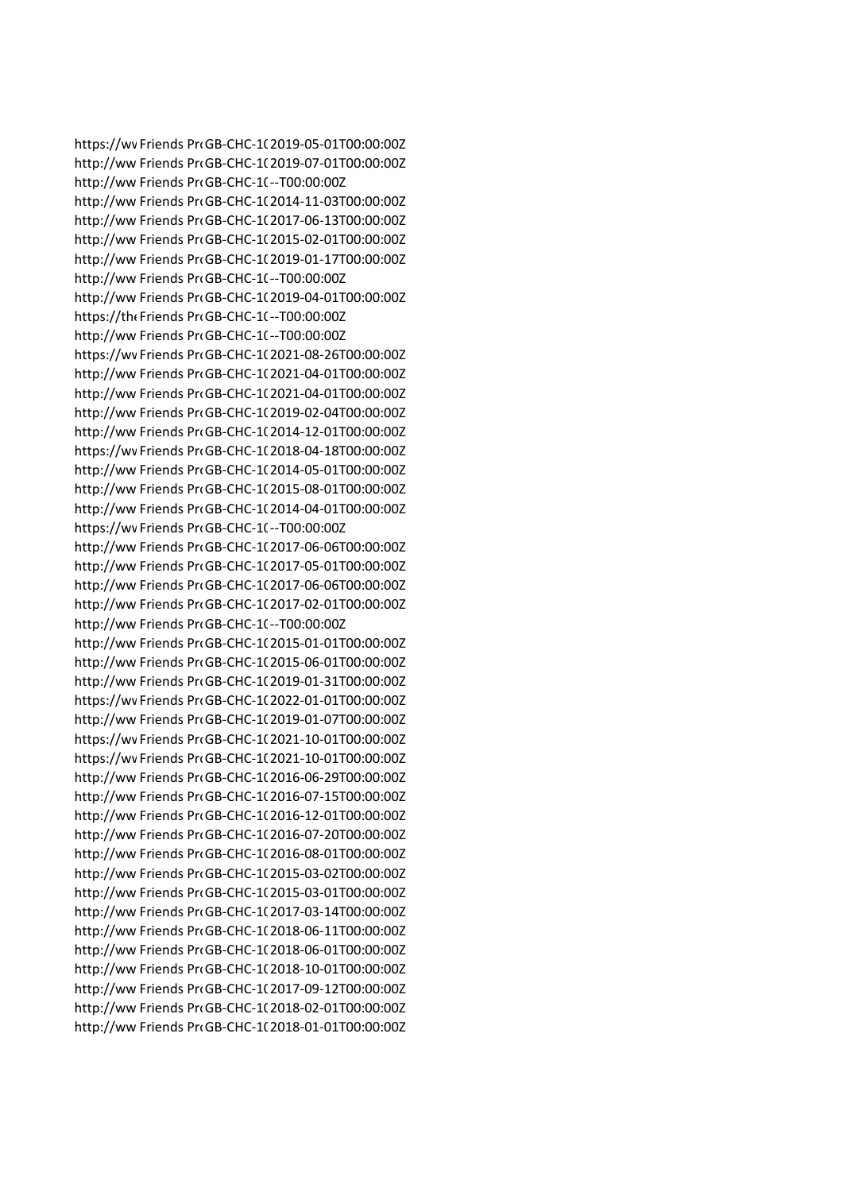| | | | |
|---|---|---|---|
| https://wv | Friends Pr | GB-CHC-1( | 2019-05-01T00:00:00Z |
| http://ww | Friends Pr | GB-CHC-1( | 2019-07-01T00:00:00Z |
| http://ww | Friends Pr | GB-CHC-1( | --T00:00:00Z |
| http://ww | Friends Pr | GB-CHC-1( | 2014-11-03T00:00:00Z |
| http://ww | Friends Pr | GB-CHC-1( | 2017-06-13T00:00:00Z |
| http://ww | Friends Pr | GB-CHC-1( | 2015-02-01T00:00:00Z |
| http://ww | Friends Pr | GB-CHC-1( | 2019-01-17T00:00:00Z |
| http://ww | Friends Pr | GB-CHC-1( | --T00:00:00Z |
| http://ww | Friends Pr | GB-CHC-1( | 2019-04-01T00:00:00Z |
| https://th | Friends Pr | GB-CHC-1( | --T00:00:00Z |
| http://ww | Friends Pr | GB-CHC-1( | --T00:00:00Z |
| https://wv | Friends Pr | GB-CHC-1( | 2021-08-26T00:00:00Z |
| http://ww | Friends Pr | GB-CHC-1( | 2021-04-01T00:00:00Z |
| http://ww | Friends Pr | GB-CHC-1( | 2021-04-01T00:00:00Z |
| http://ww | Friends Pr | GB-CHC-1( | 2019-02-04T00:00:00Z |
| http://ww | Friends Pr | GB-CHC-1( | 2014-12-01T00:00:00Z |
| https://wv | Friends Pr | GB-CHC-1( | 2018-04-18T00:00:00Z |
| http://ww | Friends Pr | GB-CHC-1( | 2014-05-01T00:00:00Z |
| http://ww | Friends Pr | GB-CHC-1( | 2015-08-01T00:00:00Z |
| http://ww | Friends Pr | GB-CHC-1( | 2014-04-01T00:00:00Z |
| https://wv | Friends Pr | GB-CHC-1( | --T00:00:00Z |
| http://ww | Friends Pr | GB-CHC-1( | 2017-06-06T00:00:00Z |
| http://ww | Friends Pr | GB-CHC-1( | 2017-05-01T00:00:00Z |
| http://ww | Friends Pr | GB-CHC-1( | 2017-06-06T00:00:00Z |
| http://ww | Friends Pr | GB-CHC-1( | 2017-02-01T00:00:00Z |
| http://ww | Friends Pr | GB-CHC-1( | --T00:00:00Z |
| http://ww | Friends Pr | GB-CHC-1( | 2015-01-01T00:00:00Z |
| http://ww | Friends Pr | GB-CHC-1( | 2015-06-01T00:00:00Z |
| http://ww | Friends Pr | GB-CHC-1( | 2019-01-31T00:00:00Z |
| https://wv | Friends Pr | GB-CHC-1( | 2022-01-01T00:00:00Z |
| http://ww | Friends Pr | GB-CHC-1( | 2019-01-07T00:00:00Z |
| https://wv | Friends Pr | GB-CHC-1( | 2021-10-01T00:00:00Z |
| https://wv | Friends Pr | GB-CHC-1( | 2021-10-01T00:00:00Z |
| http://ww | Friends Pr | GB-CHC-1( | 2016-06-29T00:00:00Z |
| http://ww | Friends Pr | GB-CHC-1( | 2016-07-15T00:00:00Z |
| http://ww | Friends Pr | GB-CHC-1( | 2016-12-01T00:00:00Z |
| http://ww | Friends Pr | GB-CHC-1( | 2016-07-20T00:00:00Z |
| http://ww | Friends Pr | GB-CHC-1( | 2016-08-01T00:00:00Z |
| http://ww | Friends Pr | GB-CHC-1( | 2015-03-02T00:00:00Z |
| http://ww | Friends Pr | GB-CHC-1( | 2015-03-01T00:00:00Z |
| http://ww | Friends Pr | GB-CHC-1( | 2017-03-14T00:00:00Z |
| http://ww | Friends Pr | GB-CHC-1( | 2018-06-11T00:00:00Z |
| http://ww | Friends Pr | GB-CHC-1( | 2018-06-01T00:00:00Z |
| http://ww | Friends Pr | GB-CHC-1( | 2018-10-01T00:00:00Z |
| http://ww | Friends Pr | GB-CHC-1( | 2017-09-12T00:00:00Z |
| http://ww | Friends Pr | GB-CHC-1( | 2018-02-01T00:00:00Z |
| http://ww | Friends Pr | GB-CHC-1( | 2018-01-01T00:00:00Z |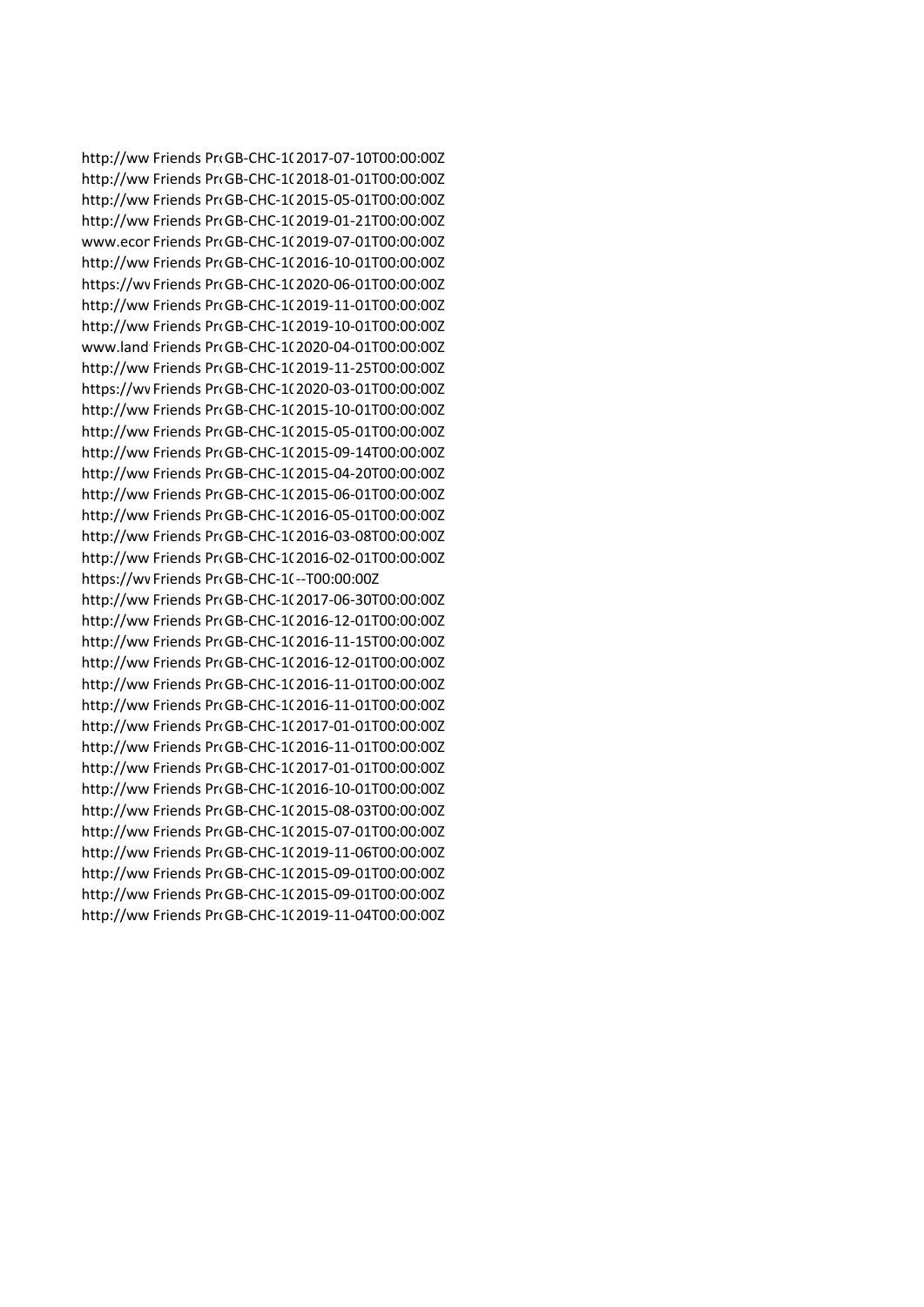| | | | |
|---|---|---|---|
| http://ww | Friends Pr( | GB-CHC-1( | 2017-07-10T00:00:00Z |
| http://ww | Friends Pr( | GB-CHC-1( | 2018-01-01T00:00:00Z |
| http://ww | Friends Pr( | GB-CHC-1( | 2015-05-01T00:00:00Z |
| http://ww | Friends Pr( | GB-CHC-1( | 2019-01-21T00:00:00Z |
| www.ecor | Friends Pr( | GB-CHC-1( | 2019-07-01T00:00:00Z |
| http://ww | Friends Pr( | GB-CHC-1( | 2016-10-01T00:00:00Z |
| https://wv | Friends Pr( | GB-CHC-1( | 2020-06-01T00:00:00Z |
| http://ww | Friends Pr( | GB-CHC-1( | 2019-11-01T00:00:00Z |
| http://ww | Friends Pr( | GB-CHC-1( | 2019-10-01T00:00:00Z |
| www.land | Friends Pr( | GB-CHC-1( | 2020-04-01T00:00:00Z |
| http://ww | Friends Pr( | GB-CHC-1( | 2019-11-25T00:00:00Z |
| https://wv | Friends Pr( | GB-CHC-1( | 2020-03-01T00:00:00Z |
| http://ww | Friends Pr( | GB-CHC-1( | 2015-10-01T00:00:00Z |
| http://ww | Friends Pr( | GB-CHC-1( | 2015-05-01T00:00:00Z |
| http://ww | Friends Pr( | GB-CHC-1( | 2015-09-14T00:00:00Z |
| http://ww | Friends Pr( | GB-CHC-1( | 2015-04-20T00:00:00Z |
| http://ww | Friends Pr( | GB-CHC-1( | 2015-06-01T00:00:00Z |
| http://ww | Friends Pr( | GB-CHC-1( | 2016-05-01T00:00:00Z |
| http://ww | Friends Pr( | GB-CHC-1( | 2016-03-08T00:00:00Z |
| http://ww | Friends Pr( | GB-CHC-1( | 2016-02-01T00:00:00Z |
| https://wv | Friends Pr( | GB-CHC-1( | --T00:00:00Z |
| http://ww | Friends Pr( | GB-CHC-1( | 2017-06-30T00:00:00Z |
| http://ww | Friends Pr( | GB-CHC-1( | 2016-12-01T00:00:00Z |
| http://ww | Friends Pr( | GB-CHC-1( | 2016-11-15T00:00:00Z |
| http://ww | Friends Pr( | GB-CHC-1( | 2016-12-01T00:00:00Z |
| http://ww | Friends Pr( | GB-CHC-1( | 2016-11-01T00:00:00Z |
| http://ww | Friends Pr( | GB-CHC-1( | 2016-11-01T00:00:00Z |
| http://ww | Friends Pr( | GB-CHC-1( | 2017-01-01T00:00:00Z |
| http://ww | Friends Pr( | GB-CHC-1( | 2016-11-01T00:00:00Z |
| http://ww | Friends Pr( | GB-CHC-1( | 2017-01-01T00:00:00Z |
| http://ww | Friends Pr( | GB-CHC-1( | 2016-10-01T00:00:00Z |
| http://ww | Friends Pr( | GB-CHC-1( | 2015-08-03T00:00:00Z |
| http://ww | Friends Pr( | GB-CHC-1( | 2015-07-01T00:00:00Z |
| http://ww | Friends Pr( | GB-CHC-1( | 2019-11-06T00:00:00Z |
| http://ww | Friends Pr( | GB-CHC-1( | 2015-09-01T00:00:00Z |
| http://ww | Friends Pr( | GB-CHC-1( | 2015-09-01T00:00:00Z |
| http://ww | Friends Pr( | GB-CHC-1( | 2019-11-04T00:00:00Z |